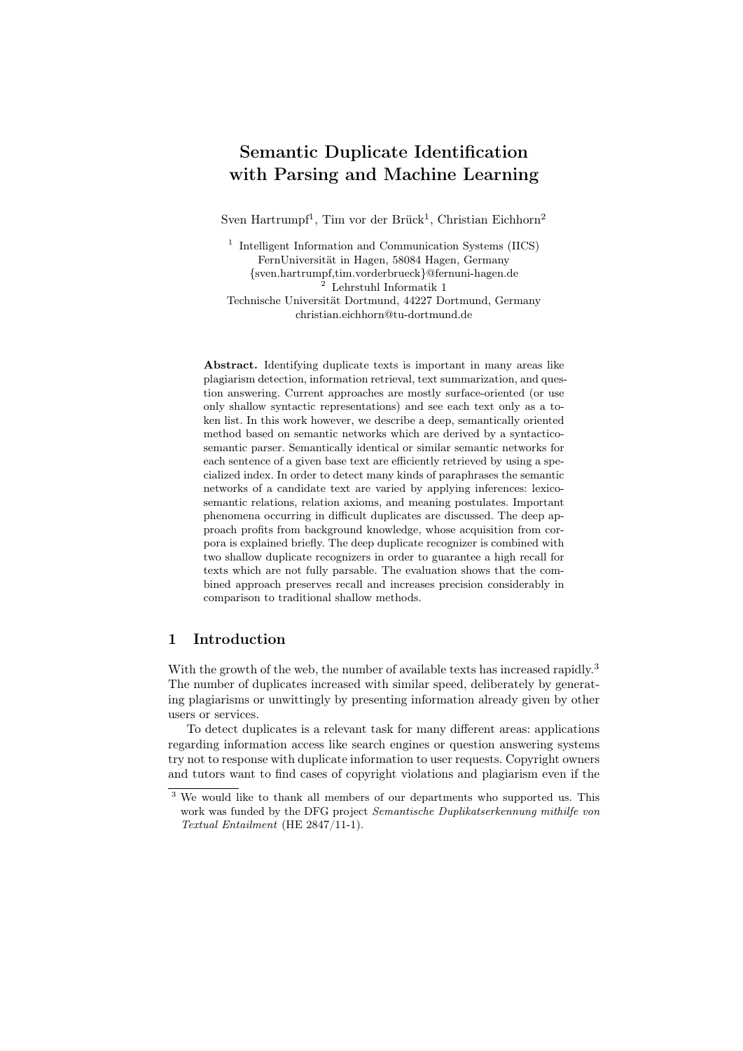# Semantic Duplicate Identification with Parsing and Machine Learning

Sven Hartrumpf[1], Tim vor der Brück[1], Christian Eichhorn[2]

[1] Intelligent Information and Communication Systems (IICS)
FernUniversität in Hagen, 58084 Hagen, Germany
{sven.hartrumpf,tim.vorderbrueck}@fernuni-hagen.de
[2] Lehrstuhl Informatik 1
Technische Universität Dortmund, 44227 Dortmund, Germany
christian.eichhorn@tu-dortmund.de

**Abstract.** Identifying duplicate texts is important in many areas like plagiarism detection, information retrieval, text summarization, and question answering. Current approaches are mostly surface-oriented (or use only shallow syntactic representations) and see each text only as a token list. In this work however, we describe a deep, semantically oriented method based on semantic networks which are derived by a syntactico-semantic parser. Semantically identical or similar semantic networks for each sentence of a given base text are efficiently retrieved by using a specialized index. In order to detect many kinds of paraphrases the semantic networks of a candidate text are varied by applying inferences: lexico-semantic relations, relation axioms, and meaning postulates. Important phenomena occurring in difficult duplicates are discussed. The deep approach profits from background knowledge, whose acquisition from corpora is explained briefly. The deep duplicate recognizer is combined with two shallow duplicate recognizers in order to guarantee a high recall for texts which are not fully parsable. The evaluation shows that the combined approach preserves recall and increases precision considerably in comparison to traditional shallow methods.

## 1 Introduction

With the growth of the web, the number of available texts has increased rapidly.[3] The number of duplicates increased with similar speed, deliberately by generating plagiarisms or unwittingly by presenting information already given by other users or services.

To detect duplicates is a relevant task for many different areas: applications regarding information access like search engines or question answering systems try not to response with duplicate information to user requests. Copyright owners and tutors want to find cases of copyright violations and plagiarism even if the

[3] We would like to thank all members of our departments who supported us. This work was funded by the DFG project *Semantische Duplikatserkennung mithilfe von Textual Entailment* (HE 2847/11-1).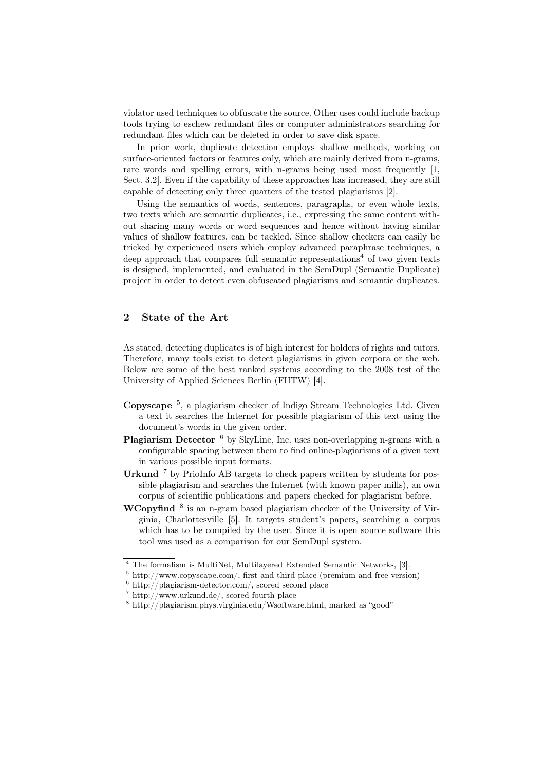violator used techniques to obfuscate the source. Other uses could include backup tools trying to eschew redundant files or computer administrators searching for redundant files which can be deleted in order to save disk space.

In prior work, duplicate detection employs shallow methods, working on surface-oriented factors or features only, which are mainly derived from n-grams, rare words and spelling errors, with n-grams being used most frequently [1, Sect. 3.2]. Even if the capability of these approaches has increased, they are still capable of detecting only three quarters of the tested plagiarisms [2].

Using the semantics of words, sentences, paragraphs, or even whole texts, two texts which are semantic duplicates, i.e., expressing the same content without sharing many words or word sequences and hence without having similar values of shallow features, can be tackled. Since shallow checkers can easily be tricked by experienced users which employ advanced paraphrase techniques, a deep approach that compares full semantic representations[4] of two given texts is designed, implemented, and evaluated in the SemDupl (Semantic Duplicate) project in order to detect even obfuscated plagiarisms and semantic duplicates.

## 2 State of the Art

As stated, detecting duplicates is of high interest for holders of rights and tutors. Therefore, many tools exist to detect plagiarisms in given corpora or the web. Below are some of the best ranked systems according to the 2008 test of the University of Applied Sciences Berlin (FHTW) [4].

- **Copyscape** [5], a plagiarism checker of Indigo Stream Technologies Ltd. Given a text it searches the Internet for possible plagiarism of this text using the document's words in the given order.
- **Plagiarism Detector** [6] by SkyLine, Inc. uses non-overlapping n-grams with a configurable spacing between them to find online-plagiarisms of a given text in various possible input formats.
- **Urkund** [7] by PrioInfo AB targets to check papers written by students for possible plagiarism and searches the Internet (with known paper mills), an own corpus of scientific publications and papers checked for plagiarism before.
- **WCopyfind** [8] is an n-gram based plagiarism checker of the University of Virginia, Charlottesville [5]. It targets student's papers, searching a corpus which has to be compiled by the user. Since it is open source software this tool was used as a comparison for our SemDupl system.

---

[4] The formalism is MultiNet, Multilayered Extended Semantic Networks, [3].

[5] http://www.copyscape.com/, first and third place (premium and free version)

[6] http://plagiarism-detector.com/, scored second place

[7] http://www.urkund.de/, scored fourth place

[8] http://plagiarism.phys.virginia.edu/Wsoftware.html, marked as "good"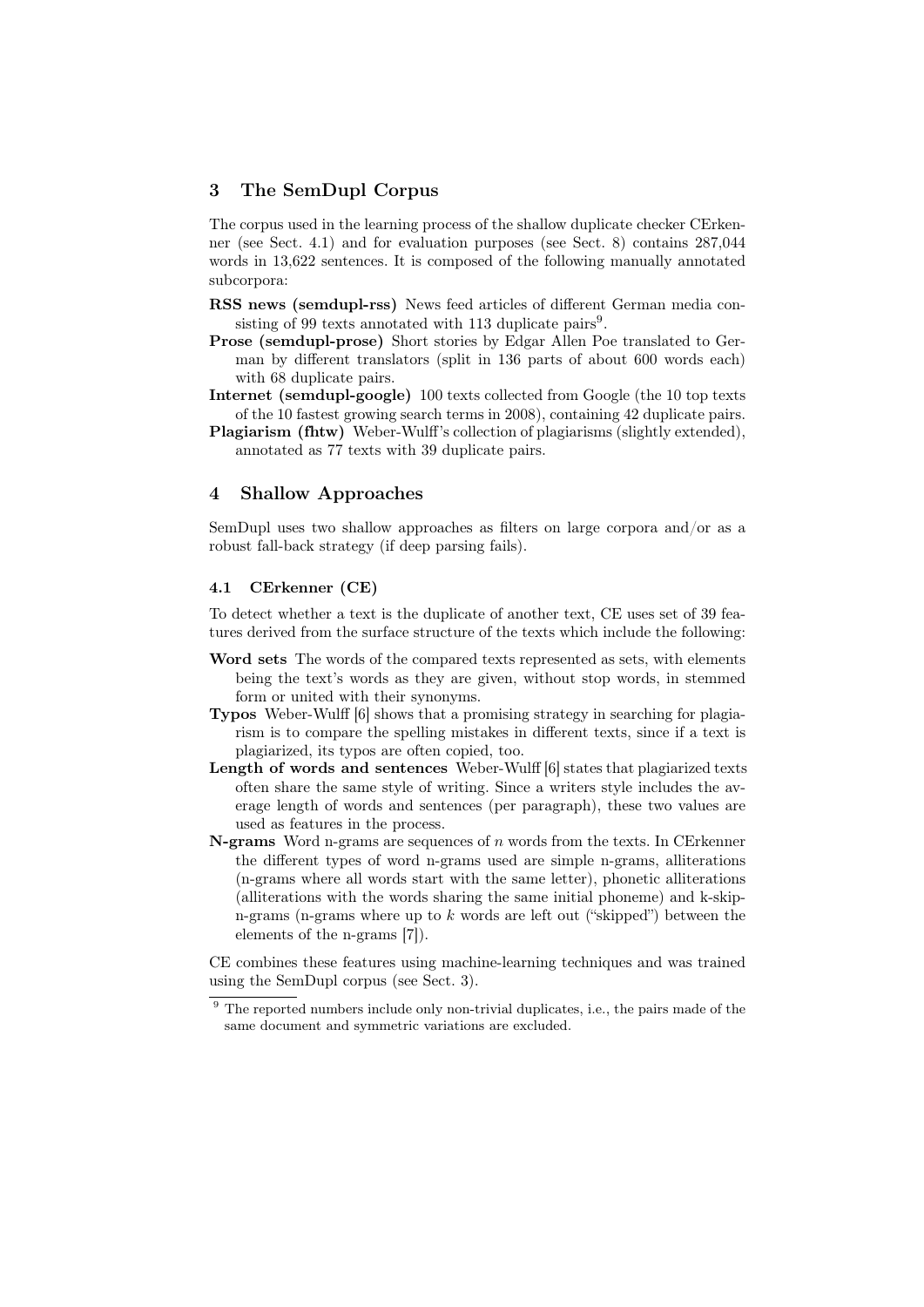## 3 The SemDupl Corpus

The corpus used in the learning process of the shallow duplicate checker CErkenner (see Sect. 4.1) and for evaluation purposes (see Sect. 8) contains 287,044 words in 13,622 sentences. It is composed of the following manually annotated subcorpora:

**RSS news (semdupl-rss)** News feed articles of different German media consisting of 99 texts annotated with 113 duplicate pairs[9].

**Prose (semdupl-prose)** Short stories by Edgar Allen Poe translated to German by different translators (split in 136 parts of about 600 words each) with 68 duplicate pairs.

**Internet (semdupl-google)** 100 texts collected from Google (the 10 top texts of the 10 fastest growing search terms in 2008), containing 42 duplicate pairs.

**Plagiarism (fhtw)** Weber-Wulff's collection of plagiarisms (slightly extended), annotated as 77 texts with 39 duplicate pairs.

## 4 Shallow Approaches

SemDupl uses two shallow approaches as filters on large corpora and/or as a robust fall-back strategy (if deep parsing fails).

### 4.1 CErkenner (CE)

To detect whether a text is the duplicate of another text, CE uses set of 39 features derived from the surface structure of the texts which include the following:

**Word sets** The words of the compared texts represented as sets, with elements being the text's words as they are given, without stop words, in stemmed form or united with their synonyms.

**Typos** Weber-Wulff [6] shows that a promising strategy in searching for plagiarism is to compare the spelling mistakes in different texts, since if a text is plagiarized, its typos are often copied, too.

**Length of words and sentences** Weber-Wulff [6] states that plagiarized texts often share the same style of writing. Since a writers style includes the average length of words and sentences (per paragraph), these two values are used as features in the process.

**N-grams** Word n-grams are sequences of $n$ words from the texts. In CErkenner the different types of word n-grams used are simple n-grams, alliterations (n-grams where all words start with the same letter), phonetic alliterations (alliterations with the words sharing the same initial phoneme) and k-skip-n-grams (n-grams where up to $k$ words are left out ("skipped") between the elements of the n-grams [7]).

CE combines these features using machine-learning techniques and was trained using the SemDupl corpus (see Sect. 3).

---

[9] The reported numbers include only non-trivial duplicates, i.e., the pairs made of the same document and symmetric variations are excluded.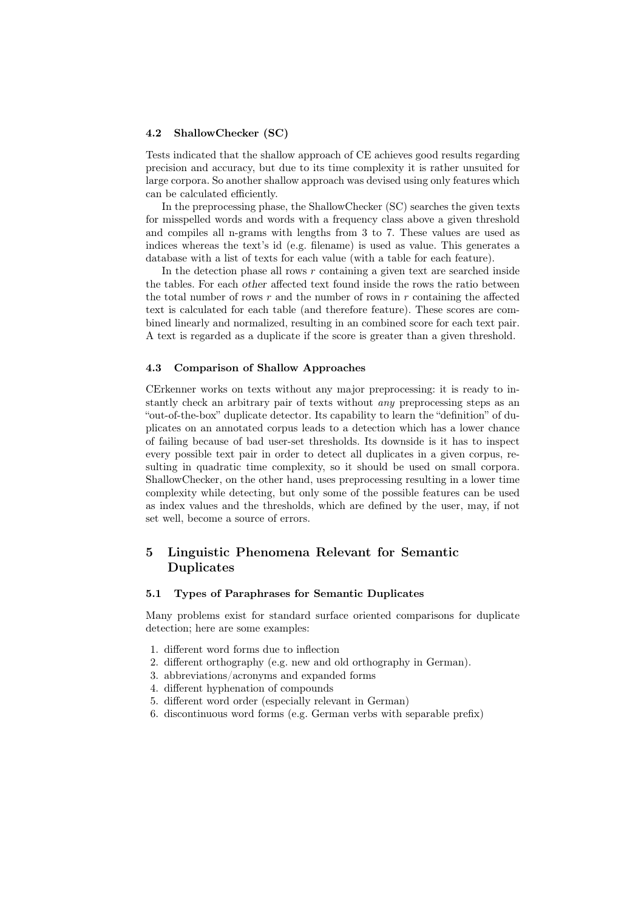### 4.2 ShallowChecker (SC)

Tests indicated that the shallow approach of CE achieves good results regarding precision and accuracy, but due to its time complexity it is rather unsuited for large corpora. So another shallow approach was devised using only features which can be calculated efficiently.

In the preprocessing phase, the ShallowChecker (SC) searches the given texts for misspelled words and words with a frequency class above a given threshold and compiles all n-grams with lengths from 3 to 7. These values are used as indices whereas the text's id (e.g. filename) is used as value. This generates a database with a list of texts for each value (with a table for each feature).

In the detection phase all rows $r$ containing a given text are searched inside the tables. For each *other* affected text found inside the rows the ratio between the total number of rows $r$ and the number of rows in $r$ containing the affected text is calculated for each table (and therefore feature). These scores are combined linearly and normalized, resulting in an combined score for each text pair. A text is regarded as a duplicate if the score is greater than a given threshold.

### 4.3 Comparison of Shallow Approaches

CErkenner works on texts without any major preprocessing: it is ready to instantly check an arbitrary pair of texts without *any* preprocessing steps as an "out-of-the-box" duplicate detector. Its capability to learn the "definition" of duplicates on an annotated corpus leads to a detection which has a lower chance of failing because of bad user-set thresholds. Its downside is it has to inspect every possible text pair in order to detect all duplicates in a given corpus, resulting in quadratic time complexity, so it should be used on small corpora. ShallowChecker, on the other hand, uses preprocessing resulting in a lower time complexity while detecting, but only some of the possible features can be used as index values and the thresholds, which are defined by the user, may, if not set well, become a source of errors.

## 5 Linguistic Phenomena Relevant for Semantic Duplicates

### 5.1 Types of Paraphrases for Semantic Duplicates

Many problems exist for standard surface oriented comparisons for duplicate detection; here are some examples:

1. different word forms due to inflection
2. different orthography (e.g. new and old orthography in German).
3. abbreviations/acronyms and expanded forms
4. different hyphenation of compounds
5. different word order (especially relevant in German)
6. discontinuous word forms (e.g. German verbs with separable prefix)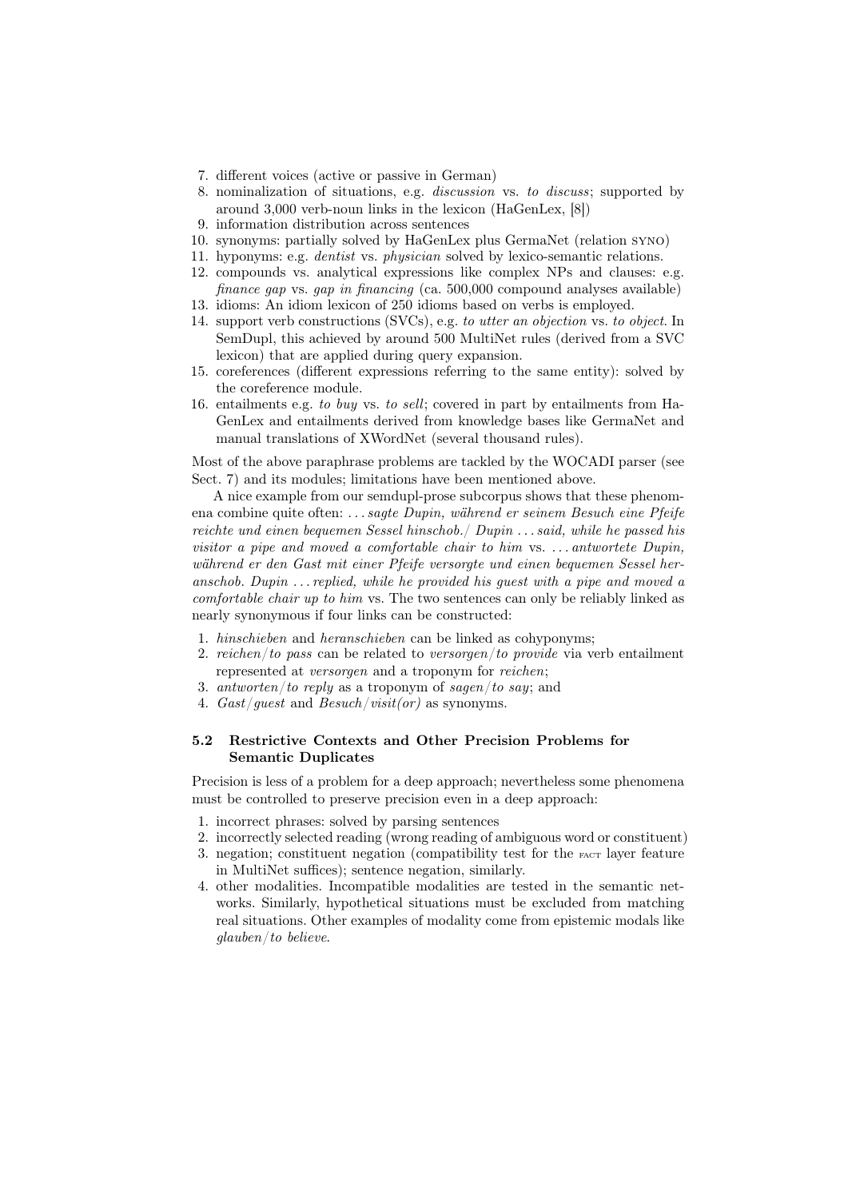7. different voices (active or passive in German)
8. nominalization of situations, e.g. *discussion* vs. *to discuss*; supported by around 3,000 verb-noun links in the lexicon (HaGenLex, [8])
9. information distribution across sentences
10. synonyms: partially solved by HaGenLex plus GermaNet (relation SYNO)
11. hyponyms: e.g. *dentist* vs. *physician* solved by lexico-semantic relations.
12. compounds vs. analytical expressions like complex NPs and clauses: e.g. *finance gap* vs. *gap in financing* (ca. 500,000 compound analyses available)
13. idioms: An idiom lexicon of 250 idioms based on verbs is employed.
14. support verb constructions (SVCs), e.g. *to utter an objection* vs. *to object*. In SemDupl, this achieved by around 500 MultiNet rules (derived from a SVC lexicon) that are applied during query expansion.
15. coreferences (different expressions referring to the same entity): solved by the coreference module.
16. entailments e.g. *to buy* vs. *to sell*; covered in part by entailments from HaGenLex and entailments derived from knowledge bases like GermaNet and manual translations of XWordNet (several thousand rules).

Most of the above paraphrase problems are tackled by the WOCADI parser (see Sect. 7) and its modules; limitations have been mentioned above.

A nice example from our semdupl-prose subcorpus shows that these phenomena combine quite often: *. . . sagte Dupin, während er seinem Besuch eine Pfeife reichte und einen bequemen Sessel hinschob./ Dupin . . . said, while he passed his visitor a pipe and moved a comfortable chair to him* vs. *. . . antwortete Dupin, während er den Gast mit einer Pfeife versorgte und einen bequemen Sessel heranschob. Dupin . . . replied, while he provided his guest with a pipe and moved a comfortable chair up to him* vs. The two sentences can only be reliably linked as nearly synonymous if four links can be constructed:

1. *hinschieben* and *heranschieben* can be linked as cohyponyms;
2. *reichen/to pass* can be related to *versorgen/to provide* via verb entailment represented at *versorgen* and a troponym for *reichen*;
3. *antworten/to reply* as a troponym of *sagen/to say*; and
4. *Gast/guest* and *Besuch/visit(or)* as synonyms.

### 5.2 Restrictive Contexts and Other Precision Problems for Semantic Duplicates

Precision is less of a problem for a deep approach; nevertheless some phenomena must be controlled to preserve precision even in a deep approach:

1. incorrect phrases: solved by parsing sentences
2. incorrectly selected reading (wrong reading of ambiguous word or constituent)
3. negation; constituent negation (compatibility test for the FACT layer feature in MultiNet suffices); sentence negation, similarly.
4. other modalities. Incompatible modalities are tested in the semantic networks. Similarly, hypothetical situations must be excluded from matching real situations. Other examples of modality come from epistemic modals like *glauben/to believe*.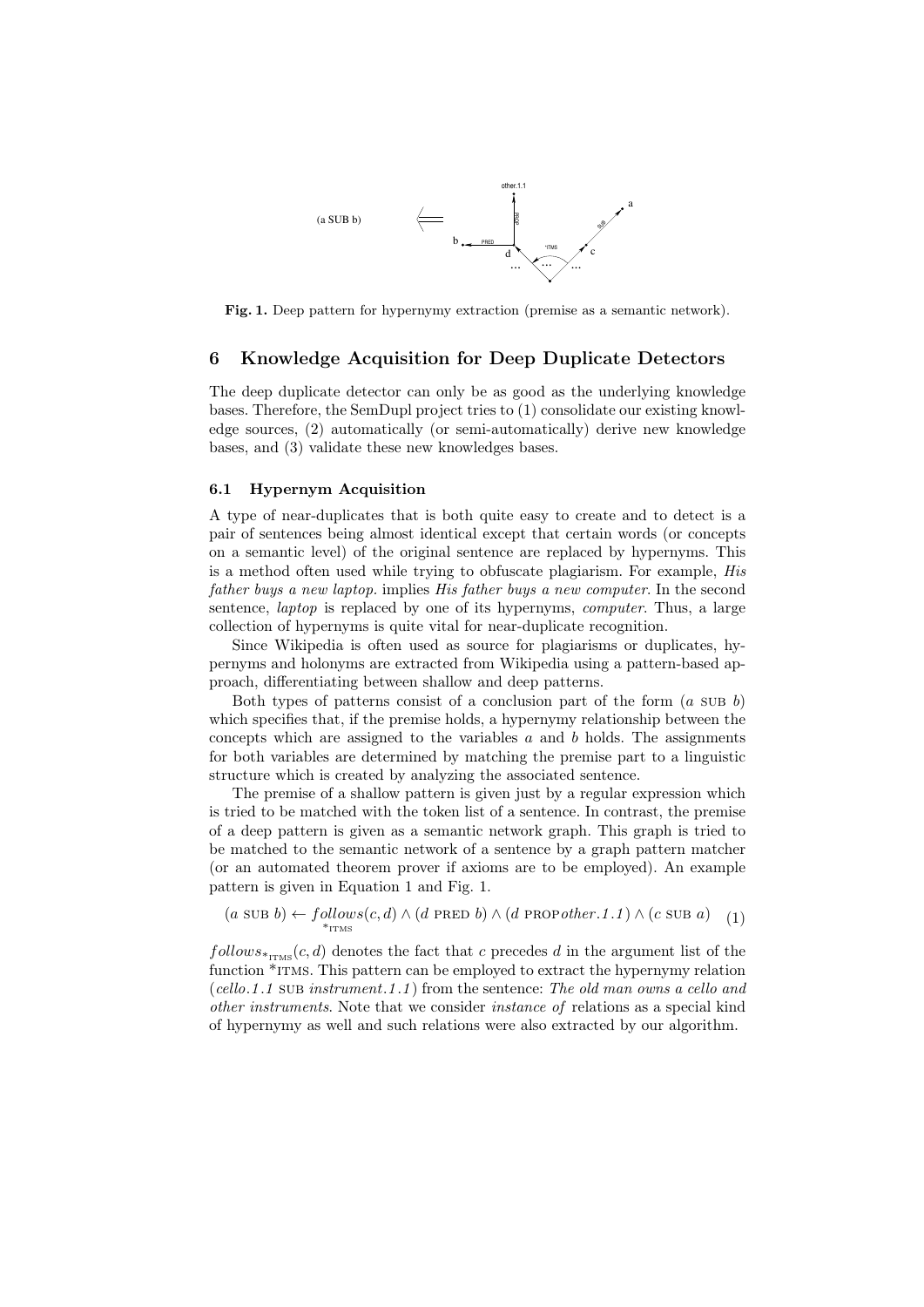Fig. 1. Deep pattern for hypernymy extraction (premise as a semantic network).

## 6 Knowledge Acquisition for Deep Duplicate Detectors

The deep duplicate detector can only be as good as the underlying knowledge bases. Therefore, the SemDupl project tries to (1) consolidate our existing knowledge sources, (2) automatically (or semi-automatically) derive new knowledge bases, and (3) validate these new knowledges bases.

### 6.1 Hypernym Acquisition

A type of near-duplicates that is both quite easy to create and to detect is a pair of sentences being almost identical except that certain words (or concepts on a semantic level) of the original sentence are replaced by hypernyms. This is a method often used while trying to obfuscate plagiarism. For example, *His father buys a new laptop.* implies *His father buys a new computer*. In the second sentence, *laptop* is replaced by one of its hypernyms, *computer*. Thus, a large collection of hypernyms is quite vital for near-duplicate recognition.

Since Wikipedia is often used as source for plagiarisms or duplicates, hypernyms and holonyms are extracted from Wikipedia using a pattern-based approach, differentiating between shallow and deep patterns.

Both types of patterns consist of a conclusion part of the form ($a$ SUB $b$) which specifies that, if the premise holds, a hypernymy relationship between the concepts which are assigned to the variables $a$ and $b$ holds. The assignments for both variables are determined by matching the premise part to a linguistic structure which is created by analyzing the associated sentence.

The premise of a shallow pattern is given just by a regular expression which is tried to be matched with the token list of a sentence. In contrast, the premise of a deep pattern is given as a semantic network graph. This graph is tried to be matched to the semantic network of a sentence by a graph pattern matcher (or an automated theorem prover if axioms are to be employed). An example pattern is given in Equation 1 and Fig. 1.

$$(a \text{ SUB } b) \leftarrow \underset{*\text{ITMS}}{follows}(c,d) \wedge (d \text{ PRED } b) \wedge (d \text{ PROP} \, other.1.1) \wedge (c \text{ SUB } a) \quad (1)$$

$follows_{*\text{ITMS}}(c,d)$ denotes the fact that $c$ precedes $d$ in the argument list of the function *ITMS. This pattern can be employed to extract the hypernymy relation (*cello.1.1* SUB *instrument.1.1*) from the sentence: *The old man owns a cello and other instruments*. Note that we consider *instance of* relations as a special kind of hypernymy as well and such relations were also extracted by our algorithm.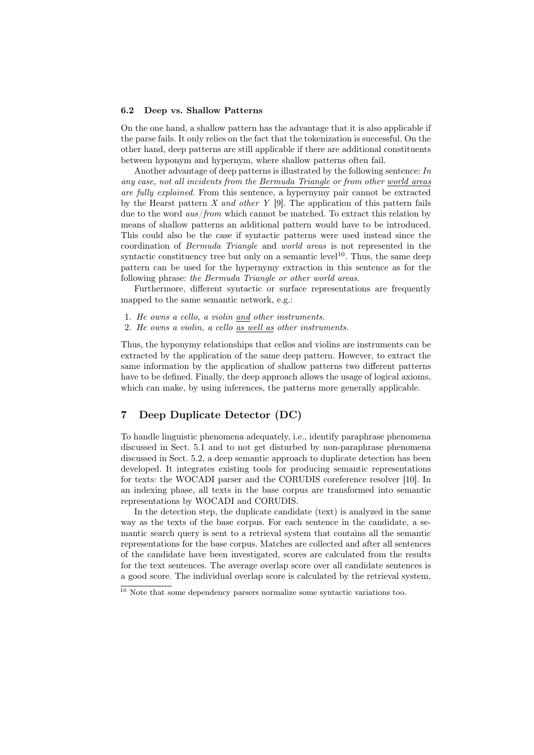### 6.2 Deep vs. Shallow Patterns

On the one hand, a shallow pattern has the advantage that it is also applicable if the parse fails. It only relies on the fact that the tokenization is successful. On the other hand, deep patterns are still applicable if there are additional constituents between hyponym and hypernym, where shallow patterns often fail.

Another advantage of deep patterns is illustrated by the following sentence: *In any case, not all incidents from the Bermuda Triangle or from other world areas are fully explained.* From this sentence, a hypernymy pair cannot be extracted by the Hearst pattern *X and other Y* [9]. The application of this pattern fails due to the word *aus/from* which cannot be matched. To extract this relation by means of shallow patterns an additional pattern would have to be introduced. This could also be the case if syntactic patterns were used instead since the coordination of *Bermuda Triangle* and *world areas* is not represented in the syntactic constituency tree but only on a semantic level[10]. Thus, the same deep pattern can be used for the hypernymy extraction in this sentence as for the following phrase: *the Bermuda Triangle or other world areas*.

Furthermore, different syntactic or surface representations are frequently mapped to the same semantic network, e.g.:

1. *He owns a cello, a violin and other instruments.*
2. *He owns a violin, a cello as well as other instruments.*

Thus, the hyponymy relationships that cellos and violins are instruments can be extracted by the application of the same deep pattern. However, to extract the same information by the application of shallow patterns two different patterns have to be defined. Finally, the deep approach allows the usage of logical axioms, which can make, by using inferences, the patterns more generally applicable.

## 7 Deep Duplicate Detector (DC)

To handle linguistic phenomena adequately, i.e., identify paraphrase phenomena discussed in Sect. 5.1 and to not get disturbed by non-paraphrase phenomena discussed in Sect. 5.2, a deep semantic approach to duplicate detection has been developed. It integrates existing tools for producing semantic representations for texts: the WOCADI parser and the CORUDIS coreference resolver [10]. In an indexing phase, all texts in the base corpus are transformed into semantic representations by WOCADI and CORUDIS.

In the detection step, the duplicate candidate (text) is analyzed in the same way as the texts of the base corpus. For each sentence in the candidate, a semantic search query is sent to a retrieval system that contains all the semantic representations for the base corpus. Matches are collected and after all sentences of the candidate have been investigated, scores are calculated from the results for the text sentences. The average overlap score over all candidate sentences is a good score. The individual overlap score is calculated by the retrieval system,

[10] Note that some dependency parsers normalize some syntactic variations too.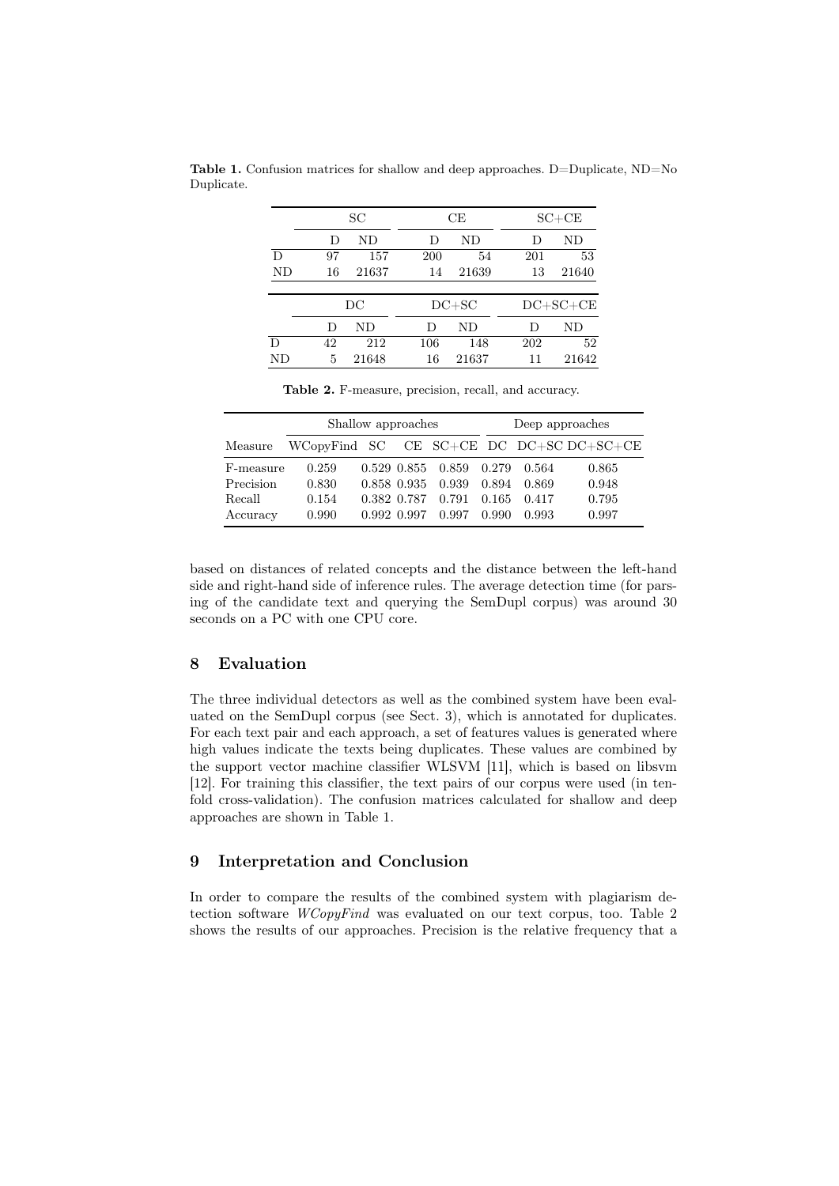**Table 1.** Confusion matrices for shallow and deep approaches. D=Duplicate, ND=No Duplicate.

| | SC | | CE | | SC+CE | |
|---|---|---|---|---|---|---|
| | D | ND | D | ND | D | ND |
| D | 97 | 157 | 200 | 54 | 201 | 53 |
| ND | 16 | 21637 | 14 | 21639 | 13 | 21640 |

| | DC | | DC+SC | | DC+SC+CE | |
|---|---|---|---|---|---|---|
| | D | ND | D | ND | D | ND |
| D | 42 | 212 | 106 | 148 | 202 | 52 |
| ND | 5 | 21648 | 16 | 21637 | 11 | 21642 |

**Table 2.** F-measure, precision, recall, and accuracy.

| | Shallow approaches | | | | Deep approaches | | |
|---|---|---|---|---|---|---|---|
| Measure | WCopyFind | SC | CE | SC+CE | DC | DC+SC | DC+SC+CE |
| F-measure | 0.259 | 0.529 | 0.855 | 0.859 | 0.279 | 0.564 | 0.865 |
| Precision | 0.830 | 0.858 | 0.935 | 0.939 | 0.894 | 0.869 | 0.948 |
| Recall | 0.154 | 0.382 | 0.787 | 0.791 | 0.165 | 0.417 | 0.795 |
| Accuracy | 0.990 | 0.992 | 0.997 | 0.997 | 0.990 | 0.993 | 0.997 |

based on distances of related concepts and the distance between the left-hand side and right-hand side of inference rules. The average detection time (for parsing of the candidate text and querying the SemDupl corpus) was around 30 seconds on a PC with one CPU core.

## 8 Evaluation

The three individual detectors as well as the combined system have been evaluated on the SemDupl corpus (see Sect. 3), which is annotated for duplicates. For each text pair and each approach, a set of features values is generated where high values indicate the texts being duplicates. These values are combined by the support vector machine classifier WLSVM [11], which is based on libsvm [12]. For training this classifier, the text pairs of our corpus were used (in tenfold cross-validation). The confusion matrices calculated for shallow and deep approaches are shown in Table 1.

## 9 Interpretation and Conclusion

In order to compare the results of the combined system with plagiarism detection software *WCopyFind* was evaluated on our text corpus, too. Table 2 shows the results of our approaches. Precision is the relative frequency that a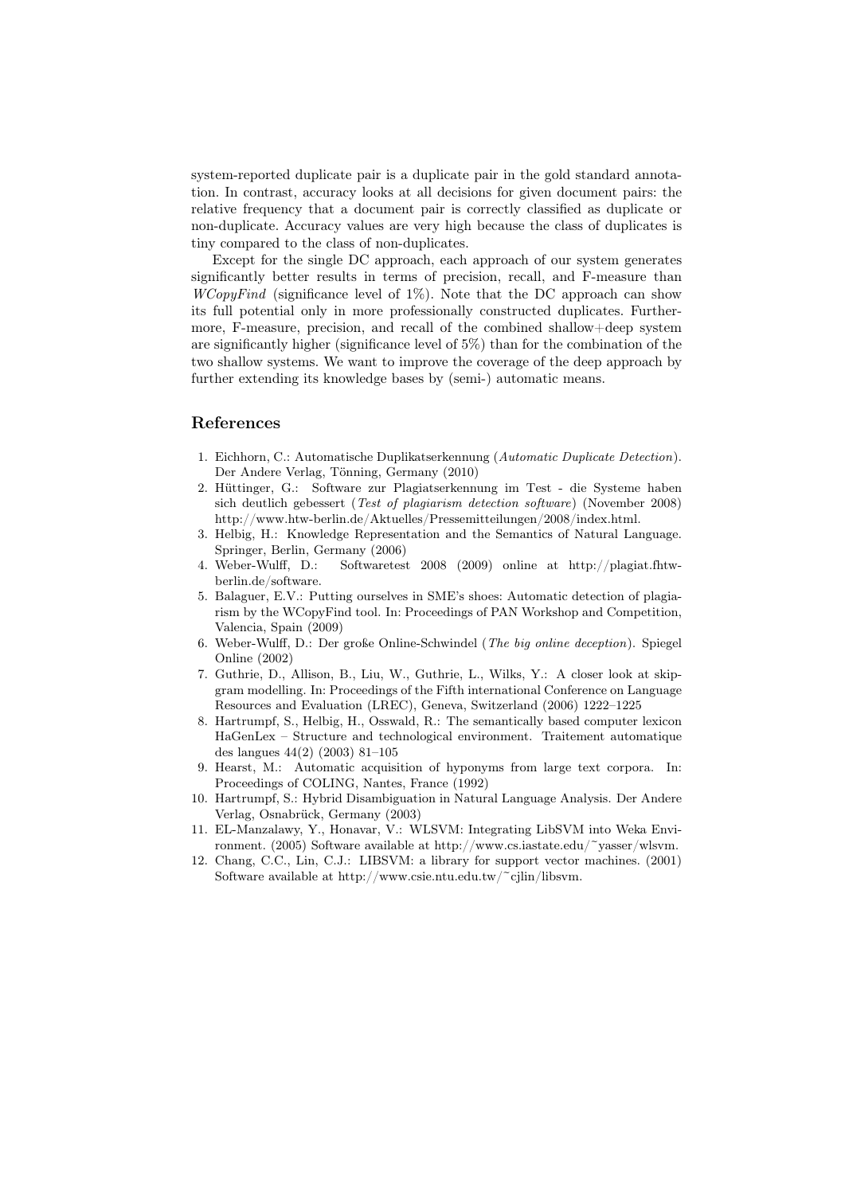system-reported duplicate pair is a duplicate pair in the gold standard annotation. In contrast, accuracy looks at all decisions for given document pairs: the relative frequency that a document pair is correctly classified as duplicate or non-duplicate. Accuracy values are very high because the class of duplicates is tiny compared to the class of non-duplicates.

Except for the single DC approach, each approach of our system generates significantly better results in terms of precision, recall, and F-measure than *WCopyFind* (significance level of 1%). Note that the DC approach can show its full potential only in more professionally constructed duplicates. Furthermore, F-measure, precision, and recall of the combined shallow+deep system are significantly higher (significance level of 5%) than for the combination of the two shallow systems. We want to improve the coverage of the deep approach by further extending its knowledge bases by (semi-) automatic means.

## References

1. Eichhorn, C.: Automatische Duplikatserkennung (*Automatic Duplicate Detection*). Der Andere Verlag, Tönning, Germany (2010)
2. Hüttinger, G.: Software zur Plagiatserkennung im Test - die Systeme haben sich deutlich gebessert (*Test of plagiarism detection software*) (November 2008) http://www.htw-berlin.de/Aktuelles/Pressemitteilungen/2008/index.html.
3. Helbig, H.: Knowledge Representation and the Semantics of Natural Language. Springer, Berlin, Germany (2006)
4. Weber-Wulff, D.: Softwaretest 2008 (2009) online at http://plagiat.fhtw-berlin.de/software.
5. Balaguer, E.V.: Putting ourselves in SME's shoes: Automatic detection of plagiarism by the WCopyFind tool. In: Proceedings of PAN Workshop and Competition, Valencia, Spain (2009)
6. Weber-Wulff, D.: Der große Online-Schwindel (*The big online deception*). Spiegel Online (2002)
7. Guthrie, D., Allison, B., Liu, W., Guthrie, L., Wilks, Y.: A closer look at skip-gram modelling. In: Proceedings of the Fifth international Conference on Language Resources and Evaluation (LREC), Geneva, Switzerland (2006) 1222–1225
8. Hartrumpf, S., Helbig, H., Osswald, R.: The semantically based computer lexicon HaGenLex – Structure and technological environment. Traitement automatique des langues 44(2) (2003) 81–105
9. Hearst, M.: Automatic acquisition of hyponyms from large text corpora. In: Proceedings of COLING, Nantes, France (1992)
10. Hartrumpf, S.: Hybrid Disambiguation in Natural Language Analysis. Der Andere Verlag, Osnabrück, Germany (2003)
11. EL-Manzalawy, Y., Honavar, V.: WLSVM: Integrating LibSVM into Weka Environment. (2005) Software available at http://www.cs.iastate.edu/~yasser/wlsvm.
12. Chang, C.C., Lin, C.J.: LIBSVM: a library for support vector machines. (2001) Software available at http://www.csie.ntu.edu.tw/~cjlin/libsvm.